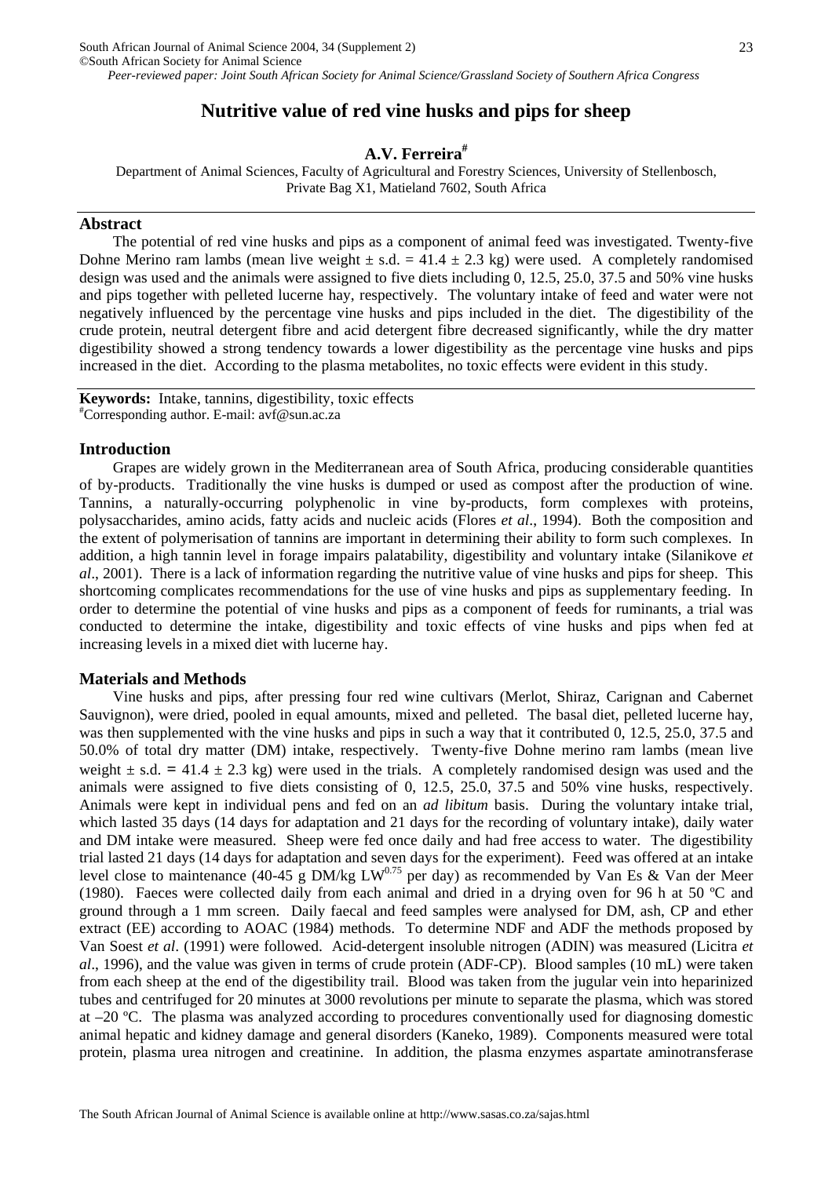*Peer-reviewed paper: Joint South African Society for Animal Science/Grassland Society of Southern Africa Congress*

# Nutritive value of red vine husks and pips for sheep

**A.V. Ferreira**[#]

Department of Animal Sciences, Faculty of Agricultural and Forestry Sciences, University of Stellenbosch, Private Bag X1, Matieland 7602, South Africa

## Abstract

The potential of red vine husks and pips as a component of animal feed was investigated. Twenty-five Dohne Merino ram lambs (mean live weight ± s.d. = 41.4 ± 2.3 kg) were used. A completely randomised design was used and the animals were assigned to five diets including 0, 12.5, 25.0, 37.5 and 50% vine husks and pips together with pelleted lucerne hay, respectively. The voluntary intake of feed and water were not negatively influenced by the percentage vine husks and pips included in the diet. The digestibility of the crude protein, neutral detergent fibre and acid detergent fibre decreased significantly, while the dry matter digestibility showed a strong tendency towards a lower digestibility as the percentage vine husks and pips increased in the diet. According to the plasma metabolites, no toxic effects were evident in this study.

**Keywords:** Intake, tannins, digestibility, toxic effects

[#]Corresponding author. E-mail: avf@sun.ac.za

## Introduction

Grapes are widely grown in the Mediterranean area of South Africa, producing considerable quantities of by-products. Traditionally the vine husks is dumped or used as compost after the production of wine. Tannins, a naturally-occurring polyphenolic in vine by-products, form complexes with proteins, polysaccharides, amino acids, fatty acids and nucleic acids (Flores *et al*., 1994). Both the composition and the extent of polymerisation of tannins are important in determining their ability to form such complexes. In addition, a high tannin level in forage impairs palatability, digestibility and voluntary intake (Silanikove *et al*., 2001). There is a lack of information regarding the nutritive value of vine husks and pips for sheep. This shortcoming complicates recommendations for the use of vine husks and pips as supplementary feeding. In order to determine the potential of vine husks and pips as a component of feeds for ruminants, a trial was conducted to determine the intake, digestibility and toxic effects of vine husks and pips when fed at increasing levels in a mixed diet with lucerne hay.

## Materials and Methods

Vine husks and pips, after pressing four red wine cultivars (Merlot, Shiraz, Carignan and Cabernet Sauvignon), were dried, pooled in equal amounts, mixed and pelleted. The basal diet, pelleted lucerne hay, was then supplemented with the vine husks and pips in such a way that it contributed 0, 12.5, 25.0, 37.5 and 50.0% of total dry matter (DM) intake, respectively. Twenty-five Dohne merino ram lambs (mean live weight ± s.d. = 41.4 ± 2.3 kg) were used in the trials. A completely randomised design was used and the animals were assigned to five diets consisting of 0, 12.5, 25.0, 37.5 and 50% vine husks, respectively. Animals were kept in individual pens and fed on an *ad libitum* basis. During the voluntary intake trial, which lasted 35 days (14 days for adaptation and 21 days for the recording of voluntary intake), daily water and DM intake were measured. Sheep were fed once daily and had free access to water. The digestibility trial lasted 21 days (14 days for adaptation and seven days for the experiment). Feed was offered at an intake level close to maintenance (40-45 g DM/kg $LW^{0.75}$ per day) as recommended by Van Es & Van der Meer (1980). Faeces were collected daily from each animal and dried in a drying oven for 96 h at 50 ºC and ground through a 1 mm screen. Daily faecal and feed samples were analysed for DM, ash, CP and ether extract (EE) according to AOAC (1984) methods. To determine NDF and ADF the methods proposed by Van Soest *et al*. (1991) were followed. Acid-detergent insoluble nitrogen (ADIN) was measured (Licitra *et al*., 1996), and the value was given in terms of crude protein (ADF-CP). Blood samples (10 mL) were taken from each sheep at the end of the digestibility trail. Blood was taken from the jugular vein into heparinized tubes and centrifuged for 20 minutes at 3000 revolutions per minute to separate the plasma, which was stored at –20 ºC. The plasma was analyzed according to procedures conventionally used for diagnosing domestic animal hepatic and kidney damage and general disorders (Kaneko, 1989). Components measured were total protein, plasma urea nitrogen and creatinine. In addition, the plasma enzymes aspartate aminotransferase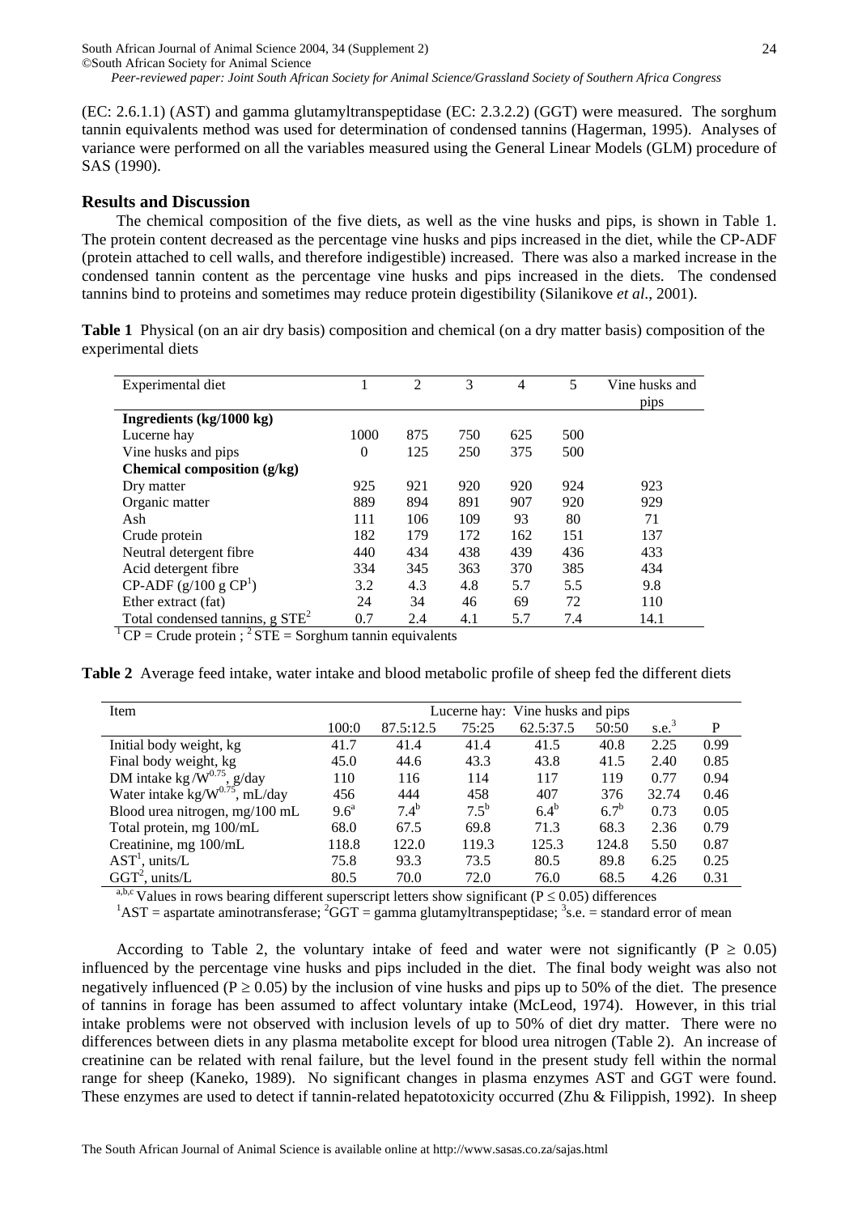(EC: 2.6.1.1) (AST) and gamma glutamyltranspeptidase (EC: 2.3.2.2) (GGT) were measured. The sorghum tannin equivalents method was used for determination of condensed tannins (Hagerman, 1995). Analyses of variance were performed on all the variables measured using the General Linear Models (GLM) procedure of SAS (1990).

## Results and Discussion

The chemical composition of the five diets, as well as the vine husks and pips, is shown in Table 1. The protein content decreased as the percentage vine husks and pips increased in the diet, while the CP-ADF (protein attached to cell walls, and therefore indigestible) increased. There was also a marked increase in the condensed tannin content as the percentage vine husks and pips increased in the diets. The condensed tannins bind to proteins and sometimes may reduce protein digestibility (Silanikove *et al*., 2001).

**Table 1** Physical (on an air dry basis) composition and chemical (on a dry matter basis) composition of the experimental diets

| Experimental diet | 1 | 2 | 3 | 4 | 5 | Vine husks and pips |
|---|---|---|---|---|---|---|
| **Ingredients (kg/1000 kg)** | | | | | | |
| Lucerne hay | 1000 | 875 | 750 | 625 | 500 | |
| Vine husks and pips | 0 | 125 | 250 | 375 | 500 | |
| **Chemical composition (g/kg)** | | | | | | |
| Dry matter | 925 | 921 | 920 | 920 | 924 | 923 |
| Organic matter | 889 | 894 | 891 | 907 | 920 | 929 |
| Ash | 111 | 106 | 109 | 93 | 80 | 71 |
| Crude protein | 182 | 179 | 172 | 162 | 151 | 137 |
| Neutral detergent fibre | 440 | 434 | 438 | 439 | 436 | 433 |
| Acid detergent fibre | 334 | 345 | 363 | 370 | 385 | 434 |
| CP-ADF (g/100 g CP[1]) | 3.2 | 4.3 | 4.8 | 5.7 | 5.5 | 9.8 |
| Ether extract (fat) | 24 | 34 | 46 | 69 | 72 | 110 |
| Total condensed tannins, g STE[2] | 0.7 | 2.4 | 4.1 | 5.7 | 7.4 | 14.1 |

[1] CP = Crude protein ; [2] STE = Sorghum tannin equivalents

**Table 2** Average feed intake, water intake and blood metabolic profile of sheep fed the different diets

| Item | Lucerne hay: Vine husks and pips | | | | | | |
|---|---|---|---|---|---|---|---|
| | 100:0 | 87.5:12.5 | 75:25 | 62.5:37.5 | 50:50 | s.e.[3] | P |
| Initial body weight, kg | 41.7 | 41.4 | 41.4 | 41.5 | 40.8 | 2.25 | 0.99 |
| Final body weight, kg | 45.0 | 44.6 | 43.3 | 43.8 | 41.5 | 2.40 | 0.85 |
| DM intake kg /$W^{0.75}$, g/day | 110 | 116 | 114 | 117 | 119 | 0.77 | 0.94 |
| Water intake kg/$W^{0.75}$, mL/day | 456 | 444 | 458 | 407 | 376 | 32.74 | 0.46 |
| Blood urea nitrogen, mg/100 mL | 9.6[a] | 7.4[b] | 7.5[b] | 6.4[b] | 6.7[b] | 0.73 | 0.05 |
| Total protein, mg 100/mL | 68.0 | 67.5 | 69.8 | 71.3 | 68.3 | 2.36 | 0.79 |
| Creatinine, mg 100/mL | 118.8 | 122.0 | 119.3 | 125.3 | 124.8 | 5.50 | 0.87 |
| AST[1], units/L | 75.8 | 93.3 | 73.5 | 80.5 | 89.8 | 6.25 | 0.25 |
| GGT[2], units/L | 80.5 | 70.0 | 72.0 | 76.0 | 68.5 | 4.26 | 0.31 |

[a,b,c] Values in rows bearing different superscript letters show significant ($P \leq 0.05$) differences
[1]AST = aspartate aminotransferase; [2]GGT = gamma glutamyltranspeptidase; [3]s.e. = standard error of mean

According to Table 2, the voluntary intake of feed and water were not significantly ($P \geq 0.05$) influenced by the percentage vine husks and pips included in the diet. The final body weight was also not negatively influenced ($P \geq 0.05$) by the inclusion of vine husks and pips up to 50% of the diet. The presence of tannins in forage has been assumed to affect voluntary intake (McLeod, 1974). However, in this trial intake problems were not observed with inclusion levels of up to 50% of diet dry matter. There were no differences between diets in any plasma metabolite except for blood urea nitrogen (Table 2). An increase of creatinine can be related with renal failure, but the level found in the present study fell within the normal range for sheep (Kaneko, 1989). No significant changes in plasma enzymes AST and GGT were found. These enzymes are used to detect if tannin-related hepatotoxicity occurred (Zhu & Filippish, 1992). In sheep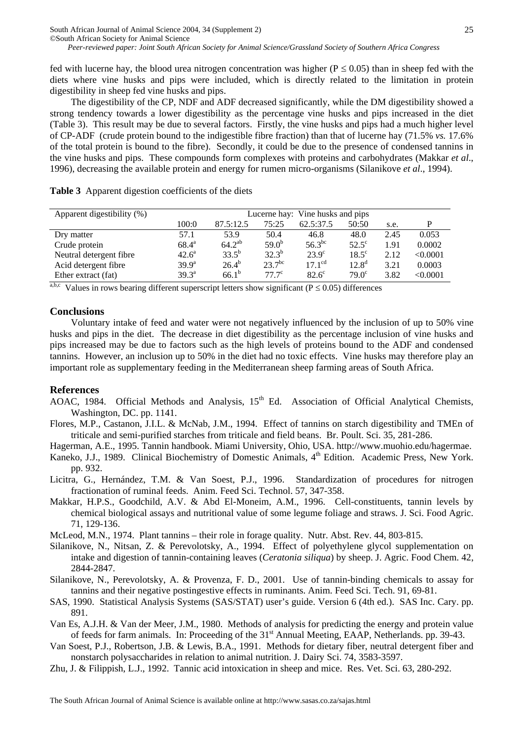fed with lucerne hay, the blood urea nitrogen concentration was higher ($P \leq 0.05$) than in sheep fed with the diets where vine husks and pips were included, which is directly related to the limitation in protein digestibility in sheep fed vine husks and pips.

The digestibility of the CP, NDF and ADF decreased significantly, while the DM digestibility showed a strong tendency towards a lower digestibility as the percentage vine husks and pips increased in the diet (Table 3). This result may be due to several factors. Firstly, the vine husks and pips had a much higher level of CP-ADF (crude protein bound to the indigestible fibre fraction) than that of lucerne hay (71.5% *vs.* 17.6% of the total protein is bound to the fibre). Secondly, it could be due to the presence of condensed tannins in the vine husks and pips. These compounds form complexes with proteins and carbohydrates (Makkar *et al*., 1996), decreasing the available protein and energy for rumen micro-organisms (Silanikove *et al*., 1994).

**Table 3** Apparent digestion coefficients of the diets

| Apparent digestibility (%) | Lucerne hay: Vine husks and pips | | | | | | |
|---|---|---|---|---|---|---|---|
| | 100:0 | 87.5:12.5 | 75:25 | 62.5:37.5 | 50:50 | s.e. | P |
| Dry matter | 57.1 | 53.9 | 50.4 | 46.8 | 48.0 | 2.45 | 0.053 |
| Crude protein | 68.4[a] | 64.2[ab] | 59.0[b] | 56.3[bc] | 52.5[c] | 1.91 | 0.0002 |
| Neutral detergent fibre | 42.6[a] | 33.5[b] | 32.3[b] | 23.9[c] | 18.5[c] | 2.12 | <0.0001 |
| Acid detergent fibre | 39.9[a] | 26.4[b] | 23.7[bc] | 17.1[cd] | 12.8[d] | 3.21 | 0.0003 |
| Ether extract (fat) | 39.3[a] | 66.1[b] | 77.7[c] | 82.6[c] | 79.0[c] | 3.82 | <0.0001 |

[a,b,c] Values in rows bearing different superscript letters show significant ($P \leq 0.05$) differences

## Conclusions

Voluntary intake of feed and water were not negatively influenced by the inclusion of up to 50% vine husks and pips in the diet. The decrease in diet digestibility as the percentage inclusion of vine husks and pips increased may be due to factors such as the high levels of proteins bound to the ADF and condensed tannins. However, an inclusion up to 50% in the diet had no toxic effects. Vine husks may therefore play an important role as supplementary feeding in the Mediterranean sheep farming areas of South Africa.

## References

AOAC, 1984. Official Methods and Analysis, 15th Ed. Association of Official Analytical Chemists, Washington, DC. pp. 1141.

Flores, M.P., Castanon, J.I.L. & McNab, J.M., 1994. Effect of tannins on starch digestibility and TMEn of triticale and semi-purified starches from triticale and field beans. Br. Poult. Sci. 35, 281-286.

Hagerman, A.E., 1995. Tannin handbook. Miami University, Ohio, USA. http://www.muohio.edu/hagermae.

Kaneko, J.J., 1989. Clinical Biochemistry of Domestic Animals, 4th Edition. Academic Press, New York. pp. 932.

Licitra, G., Hernández, T.M. & Van Soest, P.J., 1996. Standardization of procedures for nitrogen fractionation of ruminal feeds. Anim. Feed Sci. Technol. 57, 347-358.

Makkar, H.P.S., Goodchild, A.V. & Abd El-Moneim, A.M., 1996. Cell-constituents, tannin levels by chemical biological assays and nutritional value of some legume foliage and straws. J. Sci. Food Agric. 71, 129-136.

McLeod, M.N., 1974. Plant tannins – their role in forage quality. Nutr. Abst. Rev. 44, 803-815.

Silanikove, N., Nitsan, Z. & Perevolotsky, A., 1994. Effect of polyethylene glycol supplementation on intake and digestion of tannin-containing leaves (*Ceratonia siliqua*) by sheep. J. Agric. Food Chem. 42, 2844-2847.

Silanikove, N., Perevolotsky, A. & Provenza, F. D., 2001. Use of tannin-binding chemicals to assay for tannins and their negative postingestive effects in ruminants. Anim. Feed Sci. Tech. 91, 69-81.

SAS, 1990. Statistical Analysis Systems (SAS/STAT) user's guide. Version 6 (4th ed.). SAS Inc. Cary. pp. 891.

Van Es, A.J.H. & Van der Meer, J.M., 1980. Methods of analysis for predicting the energy and protein value of feeds for farm animals. In: Proceeding of the 31st Annual Meeting, EAAP, Netherlands. pp. 39-43.

Van Soest, P.J., Robertson, J.B. & Lewis, B.A., 1991. Methods for dietary fiber, neutral detergent fiber and nonstarch polysaccharides in relation to animal nutrition. J. Dairy Sci. 74, 3583-3597.

Zhu, J. & Filippish, L.J., 1992. Tannic acid intoxication in sheep and mice. Res. Vet. Sci. 63, 280-292.